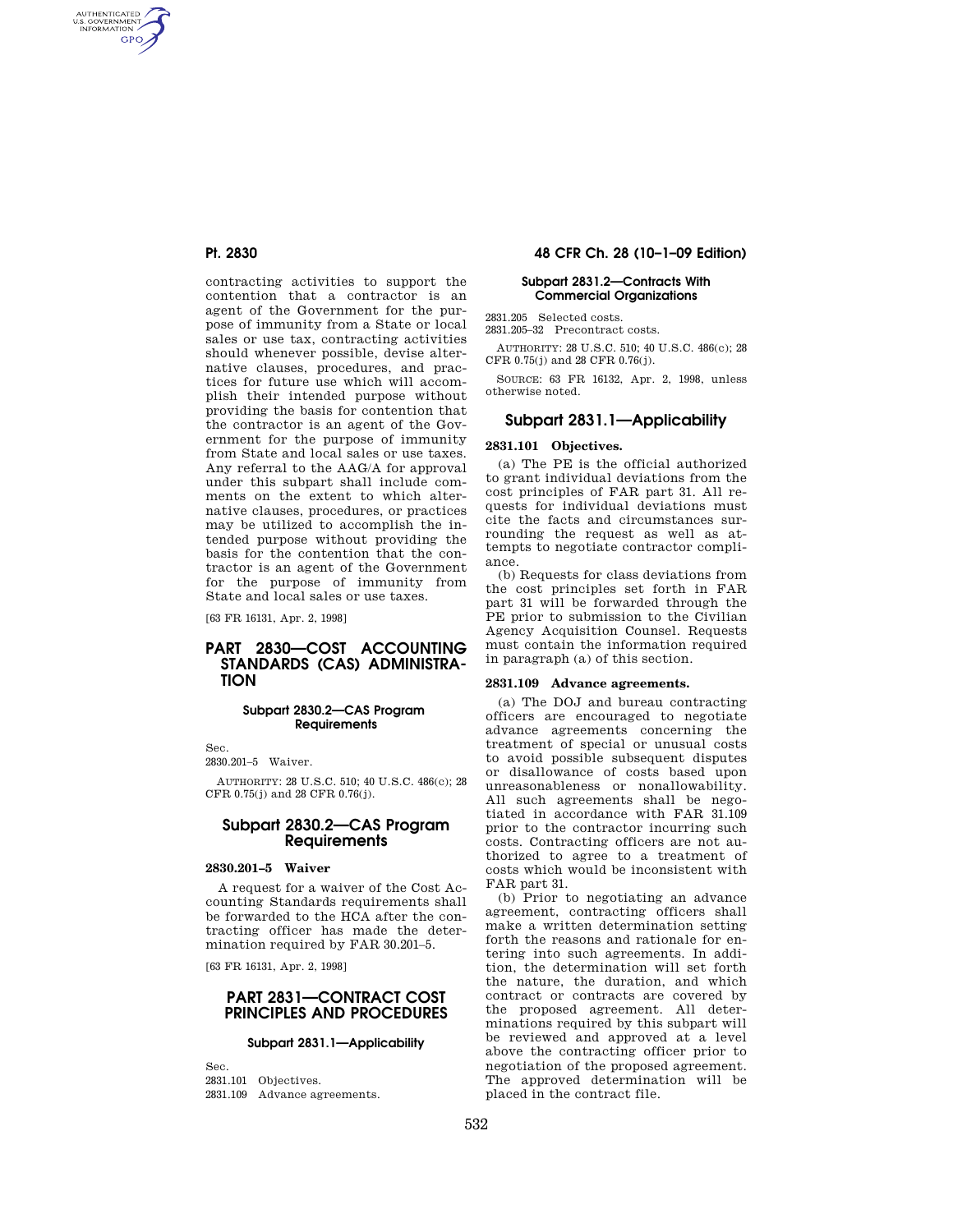contracting activities to support the contention that a contractor is an agent of the Government for the purpose of immunity from a State or local sales or use tax, contracting activities should whenever possible, devise alternative clauses, procedures, and practices for future use which will accomplish their intended purpose without providing the basis for contention that the contractor is an agent of the Government for the purpose of immunity from State and local sales or use taxes. Any referral to the AAG/A for approval under this subpart shall include comments on the extent to which alternative clauses, procedures, or practices may be utilized to accomplish the intended purpose without providing the basis for the contention that the contractor is an agent of the Government for the purpose of immunity from State and local sales or use taxes.

[63 FR 16131, Apr. 2, 1998]

# PART 2830—COST ACCOUNTING STANDARDS (CAS) ADMINISTRATION

### Subpart 2830.2—CAS Program Requirements

Sec.
2830.201–5 Waiver.

AUTHORITY: 28 U.S.C. 510; 40 U.S.C. 486(c); 28 CFR 0.75(j) and 28 CFR 0.76(j).

## Subpart 2830.2—CAS Program Requirements

### 2830.201–5 Waiver

A request for a waiver of the Cost Accounting Standards requirements shall be forwarded to the HCA after the contracting officer has made the determination required by FAR 30.201–5.

[63 FR 16131, Apr. 2, 1998]

# PART 2831—CONTRACT COST PRINCIPLES AND PROCEDURES

### Subpart 2831.1—Applicability

Sec.
2831.101 Objectives.
2831.109 Advance agreements.

### Subpart 2831.2—Contracts With Commercial Organizations

2831.205 Selected costs.
2831.205–32 Precontract costs.

AUTHORITY: 28 U.S.C. 510; 40 U.S.C. 486(c); 28 CFR 0.75(j) and 28 CFR 0.76(j).

SOURCE: 63 FR 16132, Apr. 2, 1998, unless otherwise noted.

## Subpart 2831.1—Applicability

### 2831.101 Objectives.

(a) The PE is the official authorized to grant individual deviations from the cost principles of FAR part 31. All requests for individual deviations must cite the facts and circumstances surrounding the request as well as attempts to negotiate contractor compliance.

(b) Requests for class deviations from the cost principles set forth in FAR part 31 will be forwarded through the PE prior to submission to the Civilian Agency Acquisition Counsel. Requests must contain the information required in paragraph (a) of this section.

### 2831.109 Advance agreements.

(a) The DOJ and bureau contracting officers are encouraged to negotiate advance agreements concerning the treatment of special or unusual costs to avoid possible subsequent disputes or disallowance of costs based upon unreasonableness or nonallowability. All such agreements shall be negotiated in accordance with FAR 31.109 prior to the contractor incurring such costs. Contracting officers are not authorized to agree to a treatment of costs which would be inconsistent with FAR part 31.

(b) Prior to negotiating an advance agreement, contracting officers shall make a written determination setting forth the reasons and rationale for entering into such agreements. In addition, the determination will set forth the nature, the duration, and which contract or contracts are covered by the proposed agreement. All determinations required by this subpart will be reviewed and approved at a level above the contracting officer prior to negotiation of the proposed agreement. The approved determination will be placed in the contract file.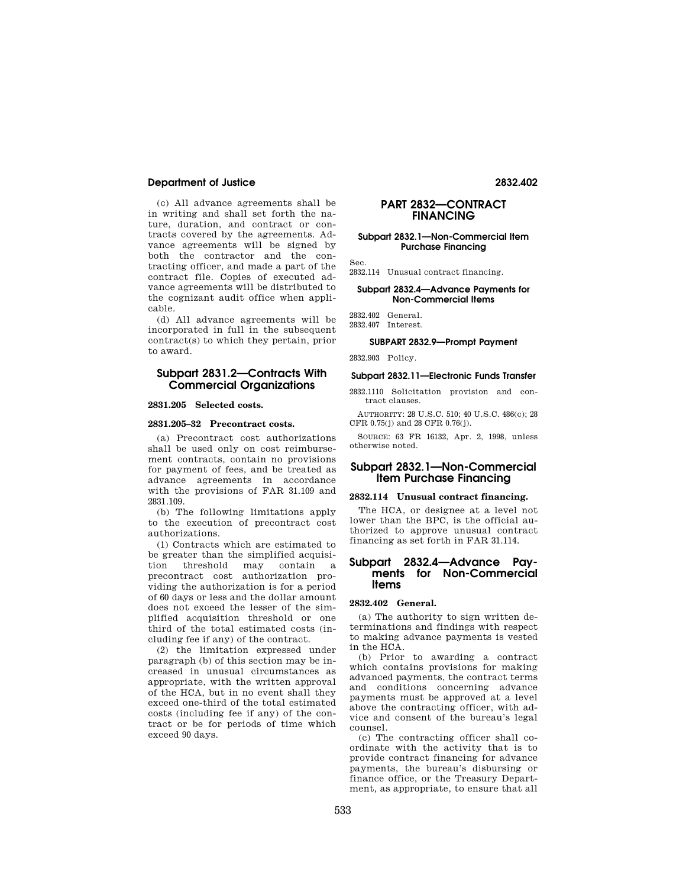(c) All advance agreements shall be in writing and shall set forth the nature, duration, and contract or contracts covered by the agreements. Advance agreements will be signed by both the contractor and the contracting officer, and made a part of the contract file. Copies of executed advance agreements will be distributed to the cognizant audit office when applicable.

(d) All advance agreements will be incorporated in full in the subsequent contract(s) to which they pertain, prior to award.

## Subpart 2831.2—Contracts With Commercial Organizations

**2831.205 Selected costs.**

**2831.205–32 Precontract costs.**

(a) Precontract cost authorizations shall be used only on cost reimbursement contracts, contain no provisions for payment of fees, and be treated as advance agreements in accordance with the provisions of FAR 31.109 and 2831.109.

(b) The following limitations apply to the execution of precontract cost authorizations.

(1) Contracts which are estimated to be greater than the simplified acquisition threshold may contain a precontract cost authorization providing the authorization is for a period of 60 days or less and the dollar amount does not exceed the lesser of the simplified acquisition threshold or one third of the total estimated costs (including fee if any) of the contract.

(2) the limitation expressed under paragraph (b) of this section may be increased in unusual circumstances as appropriate, with the written approval of the HCA, but in no event shall they exceed one-third of the total estimated costs (including fee if any) of the contract or be for periods of time which exceed 90 days.

# PART 2832—CONTRACT FINANCING

**Subpart 2832.1—Non-Commercial Item Purchase Financing**

Sec.
2832.114 Unusual contract financing.

**Subpart 2832.4—Advance Payments for Non-Commercial Items**

2832.402 General.
2832.407 Interest.

**SUBPART 2832.9—Prompt Payment**

2832.903 Policy.

**Subpart 2832.11—Electronic Funds Transfer**

2832.1110 Solicitation provision and contract clauses.

AUTHORITY: 28 U.S.C. 510; 40 U.S.C. 486(c); 28 CFR 0.75(j) and 28 CFR 0.76(j).

SOURCE: 63 FR 16132, Apr. 2, 1998, unless otherwise noted.

## Subpart 2832.1—Non-Commercial Item Purchase Financing

**2832.114 Unusual contract financing.**

The HCA, or designee at a level not lower than the BPC, is the official authorized to approve unusual contract financing as set forth in FAR 31.114.

## Subpart 2832.4—Advance Payments for Non-Commercial Items

**2832.402 General.**

(a) The authority to sign written determinations and findings with respect to making advance payments is vested in the HCA.

(b) Prior to awarding a contract which contains provisions for making advanced payments, the contract terms and conditions concerning advance payments must be approved at a level above the contracting officer, with advice and consent of the bureau's legal counsel.

(c) The contracting officer shall coordinate with the activity that is to provide contract financing for advance payments, the bureau's disbursing or finance office, or the Treasury Department, as appropriate, to ensure that all